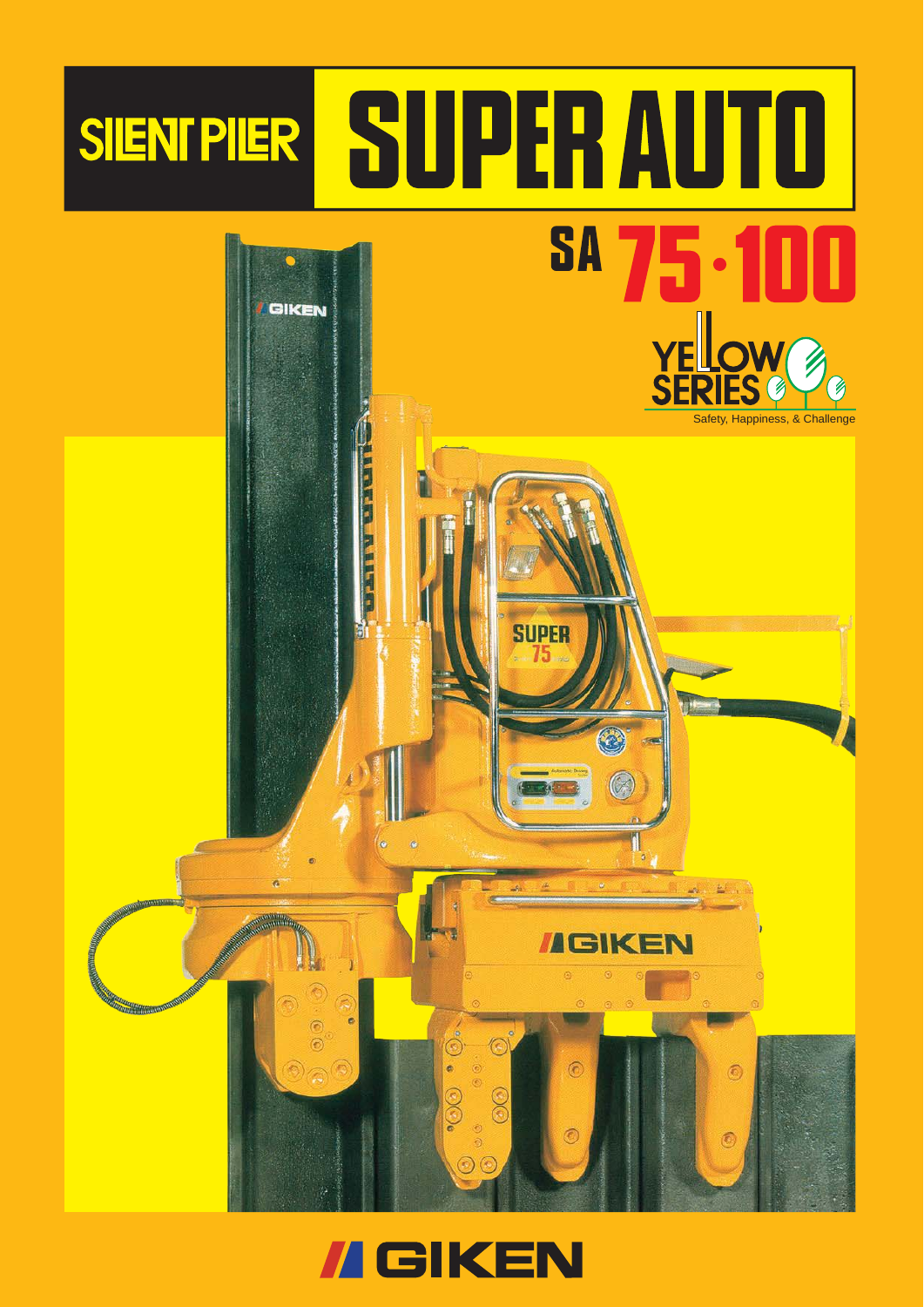# SILENT PILER SUPER AUTO

## SA 75・100

YELLOW SERIES

Safety, Happiness, & Challenge

GIKEN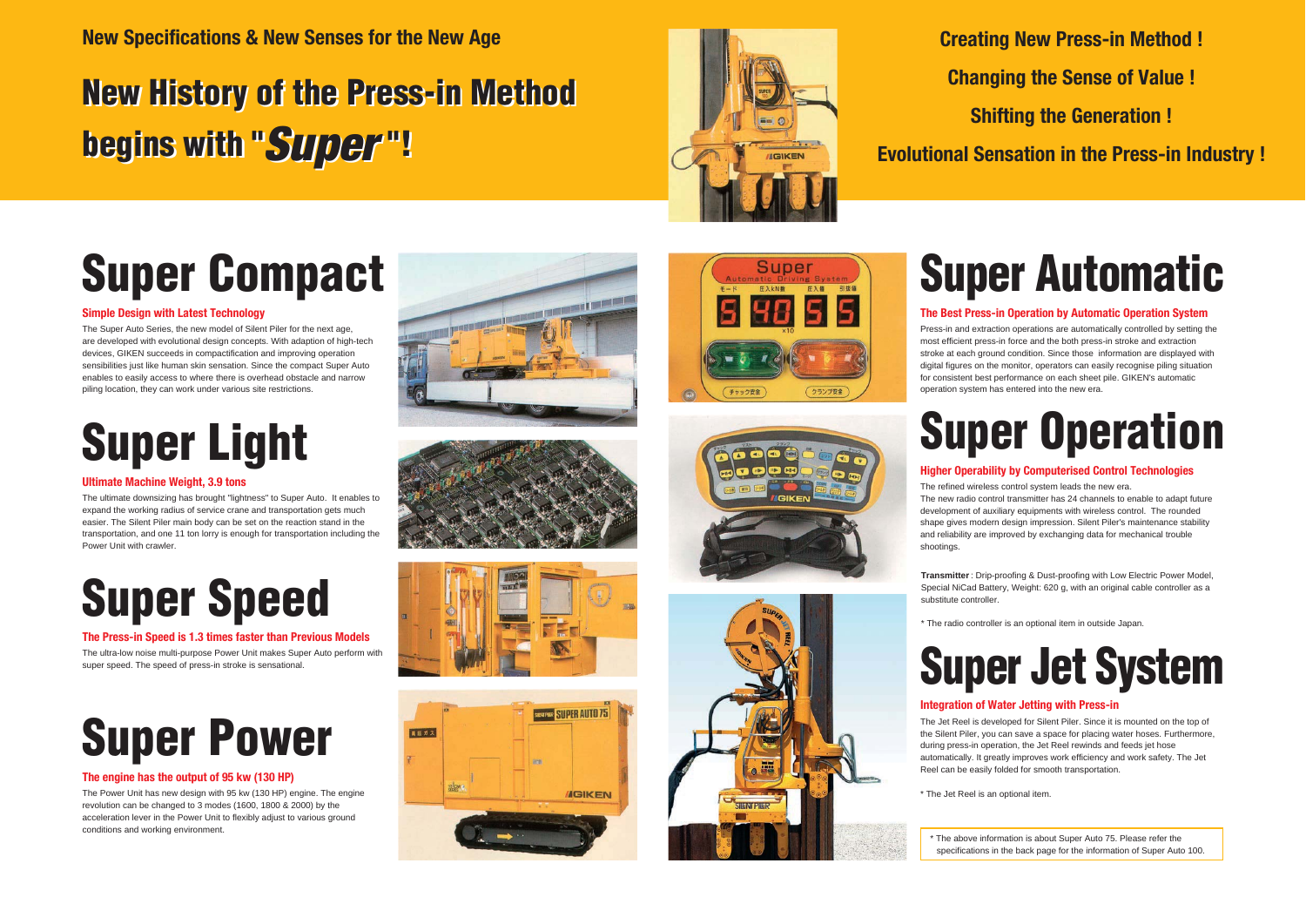New Specifications & New Senses for the New Age

# New History of the Press-in Method begins with "*Super*"!

**Creating New Press-in Method !**

**Changing the Sense of Value !**

**Shifting the Generation !**

**Evolutional Sensation in the Press-in Industry !**

# Super Compact

### Simple Design with Latest Technology

The Super Auto Series, the new model of Silent Piler for the next age, are developed with evolutional design concepts. With adaption of high-tech devices, GIKEN succeeds in compactification and improving operation sensibilities just like human skin sensation. Since the compact Super Auto enables to easily access to where there is overhead obstacle and narrow piling location, they can work under various site restrictions.

# Super Light

### Ultimate Machine Weight, 3.9 tons

The ultimate downsizing has brought "lightness" to Super Auto. It enables to expand the working radius of service crane and transportation gets much easier. The Silent Piler main body can be set on the reaction stand in the transportation, and one 11 ton lorry is enough for transportation including the Power Unit with crawler.

# Super Speed

### The Press-in Speed is 1.3 times faster than Previous Models

The ultra-low noise multi-purpose Power Unit makes Super Auto perform with super speed. The speed of press-in stroke is sensational.

# Super Power

### The engine has the output of 95 kw (130 HP)

The Power Unit has new design with 95 kw (130 HP) engine. The engine revolution can be changed to 3 modes (1600, 1800 & 2000) by the acceleration lever in the Power Unit to flexibly adjust to various ground conditions and working environment.

# Super Automatic

### The Best Press-in Operation by Automatic Operation System

Press-in and extraction operations are automatically controlled by setting the most efficient press-in force and the both press-in stroke and extraction stroke at each ground condition. Since those information are displayed with digital figures on the monitor, operators can easily recognise piling situation for consistent best performance on each sheet pile. GIKEN's automatic operation system has entered into the new era.

# Super Operation

### Higher Operability by Computerised Control Technologies

The refined wireless control system leads the new era.
The new radio control transmitter has 24 channels to enable to adapt future development of auxiliary equipments with wireless control. The rounded shape gives modern design impression. Silent Piler's maintenance stability and reliability are improved by exchanging data for mechanical trouble shootings.

**Transmitter** : Drip-proofing & Dust-proofing with Low Electric Power Model, Special NiCad Battery, Weight: 620 g, with an original cable controller as a substitute controller.

* The radio controller is an optional item in outside Japan.

# Super Jet System

### Integration of Water Jetting with Press-in

The Jet Reel is developed for Silent Piler. Since it is mounted on the top of the Silent Piler, you can save a space for placing water hoses. Furthermore, during press-in operation, the Jet Reel rewinds and feeds jet hose automatically. It greatly improves work efficiency and work safety. The Jet Reel can be easily folded for smooth transportation.

* The Jet Reel is an optional item.

* The above information is about Super Auto 75. Please refer the specifications in the back page for the information of Super Auto 100.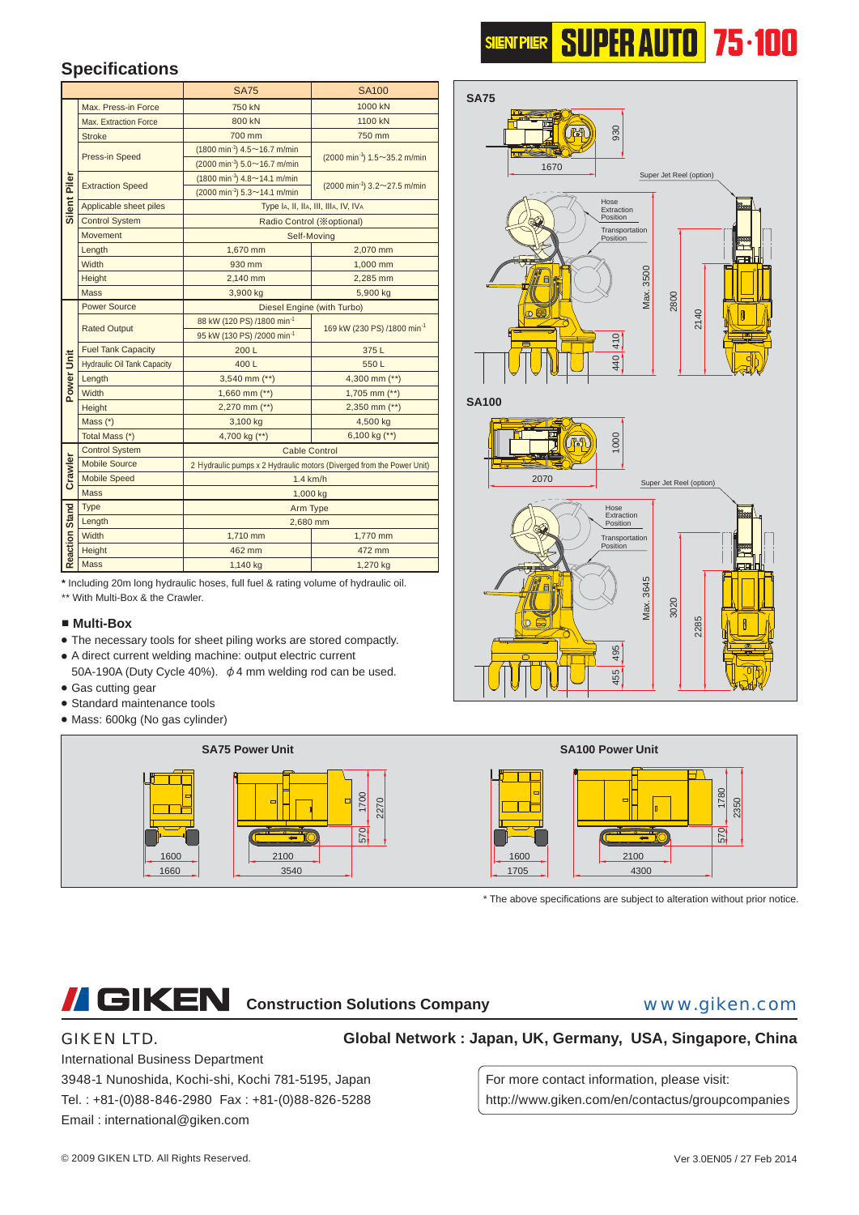# SILENT PILER SUPER AUTO 75·100

## Specifications

| | | SA75 | SA100 |
|---|---|---|---|
| Silent Piler | Max. Press-in Force | 750 kN | 1000 kN |
| | Max. Extraction Force | 800 kN | 1100 kN |
| | Stroke | 700 mm | 750 mm |
| | Press-in Speed | (1800 $min^{-1}$) 4.5～16.7 m/min<br>(2000 $min^{-1}$) 5.0～16.7 m/min | (2000 $min^{-1}$) 1.5～35.2 m/min |
| | Extraction Speed | (1800 $min^{-1}$) 4.8～14.1 m/min<br>(2000 $min^{-1}$) 5.3～14.1 m/min | (2000 $min^{-1}$) 3.2～27.5 m/min |
| | Applicable sheet piles | Type IA, II, IIA, III, IIIA, IV, IVA | |
| | Control System | Radio Control (※optional) | |
| | Movement | Self-Moving | |
| | Length | 1,670 mm | 2,070 mm |
| | Width | 930 mm | 1,000 mm |
| | Height | 2,140 mm | 2,285 mm |
| | Mass | 3,900 kg | 5,900 kg |
| Power Unit | Power Source | Diesel Engine (with Turbo) | |
| | Rated Output | 88 kW (120 PS) /1800 $min^{-1}$<br>95 kW (130 PS) /2000 $min^{-1}$ | 169 kW (230 PS) /1800 $min^{-1}$ |
| | Fuel Tank Capacity | 200 L | 375 L |
| | Hydraulic Oil Tank Capacity | 400 L | 550 L |
| | Length | 3,540 mm (**) | 4,300 mm (**) |
| | Width | 1,660 mm (**) | 1,705 mm (**) |
| | Height | 2,270 mm (**) | 2,350 mm (**) |
| | Mass (*) | 3,100 kg | 4,500 kg |
| | Total Mass (*) | 4,700 kg (**) | 6,100 kg (**) |
| Crawler | Control System | Cable Control | |
| | Mobile Source | 2 Hydraulic pumps x 2 Hydraulic motors (Diverged from the Power Unit) | |
| | Mobile Speed | 1.4 km/h | |
| | Mass | 1,000 kg | |
| Reaction Stand | Type | Arm Type | |
| | Length | 2,680 mm | |
| | Width | 1,710 mm | 1,770 mm |
| | Height | 462 mm | 472 mm |
| | Mass | 1,140 kg | 1,270 kg |

\* Including 20m long hydraulic hoses, full fuel & rating volume of hydraulic oil.
** With Multi-Box & the Crawler.

### ■ Multi-Box

- The necessary tools for sheet piling works are stored compactly.
- A direct current welding machine: output electric current 50A-190A (Duty Cycle 40%). $\phi$4 mm welding rod can be used.
- Gas cutting gear
- Standard maintenance tools
- Mass: 600kg (No gas cylinder)

SA75

930
1670
Super Jet Reel (option)
Hose Extraction Position
Transportation Position
Max. 3500
2800
2140
410
440

SA100

1000
2070
Super Jet Reel (option)
Hose Extraction Position
Transportation Position
Max. 3645
3020
2285
495
455

SA75 Power Unit

1600
1660
2100
3540
1700
2270
570

SA100 Power Unit

1600
1705
2100
4300
1780
2350
570

\* The above specifications are subject to alteration without prior notice.

**GIKEN Construction Solutions Company**

www.giken.com

GIKEN LTD.
International Business Department
3948-1 Nunoshida, Kochi-shi, Kochi 781-5195, Japan
Tel. : +81-(0)88-846-2980 Fax : +81-(0)88-826-5288
Email : international@giken.com

**Global Network : Japan, UK, Germany, USA, Singapore, China**

For more contact information, please visit:
http://www.giken.com/en/contactus/groupcompanies

© 2009 GIKEN LTD. All Rights Reserved.

Ver 3.0EN05 / 27 Feb 2014